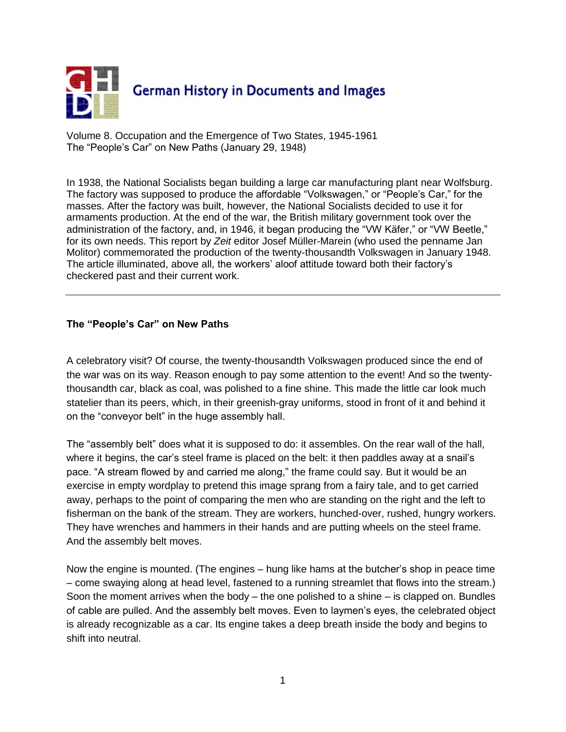# German History in Documents and Images

Volume 8. Occupation and the Emergence of Two States, 1945-1961
The "People's Car" on New Paths (January 29, 1948)

In 1938, the National Socialists began building a large car manufacturing plant near Wolfsburg. The factory was supposed to produce the affordable "Volkswagen," or "People's Car," for the masses. After the factory was built, however, the National Socialists decided to use it for armaments production. At the end of the war, the British military government took over the administration of the factory, and, in 1946, it began producing the "VW Käfer," or "VW Beetle," for its own needs. This report by *Zeit* editor Josef Müller-Marein (who used the penname Jan Molitor) commemorated the production of the twenty-thousandth Volkswagen in January 1948. The article illuminated, above all, the workers' aloof attitude toward both their factory's checkered past and their current work.

---

**The "People's Car" on New Paths**

A celebratory visit? Of course, the twenty-thousandth Volkswagen produced since the end of the war was on its way. Reason enough to pay some attention to the event! And so the twenty-thousandth car, black as coal, was polished to a fine shine. This made the little car look much statelier than its peers, which, in their greenish-gray uniforms, stood in front of it and behind it on the "conveyor belt" in the huge assembly hall.

The "assembly belt" does what it is supposed to do: it assembles. On the rear wall of the hall, where it begins, the car's steel frame is placed on the belt: it then paddles away at a snail's pace. "A stream flowed by and carried me along," the frame could say. But it would be an exercise in empty wordplay to pretend this image sprang from a fairy tale, and to get carried away, perhaps to the point of comparing the men who are standing on the right and the left to fisherman on the bank of the stream. They are workers, hunched-over, rushed, hungry workers. They have wrenches and hammers in their hands and are putting wheels on the steel frame. And the assembly belt moves.

Now the engine is mounted. (The engines – hung like hams at the butcher's shop in peace time – come swaying along at head level, fastened to a running streamlet that flows into the stream.) Soon the moment arrives when the body – the one polished to a shine – is clapped on. Bundles of cable are pulled. And the assembly belt moves. Even to laymen's eyes, the celebrated object is already recognizable as a car. Its engine takes a deep breath inside the body and begins to shift into neutral.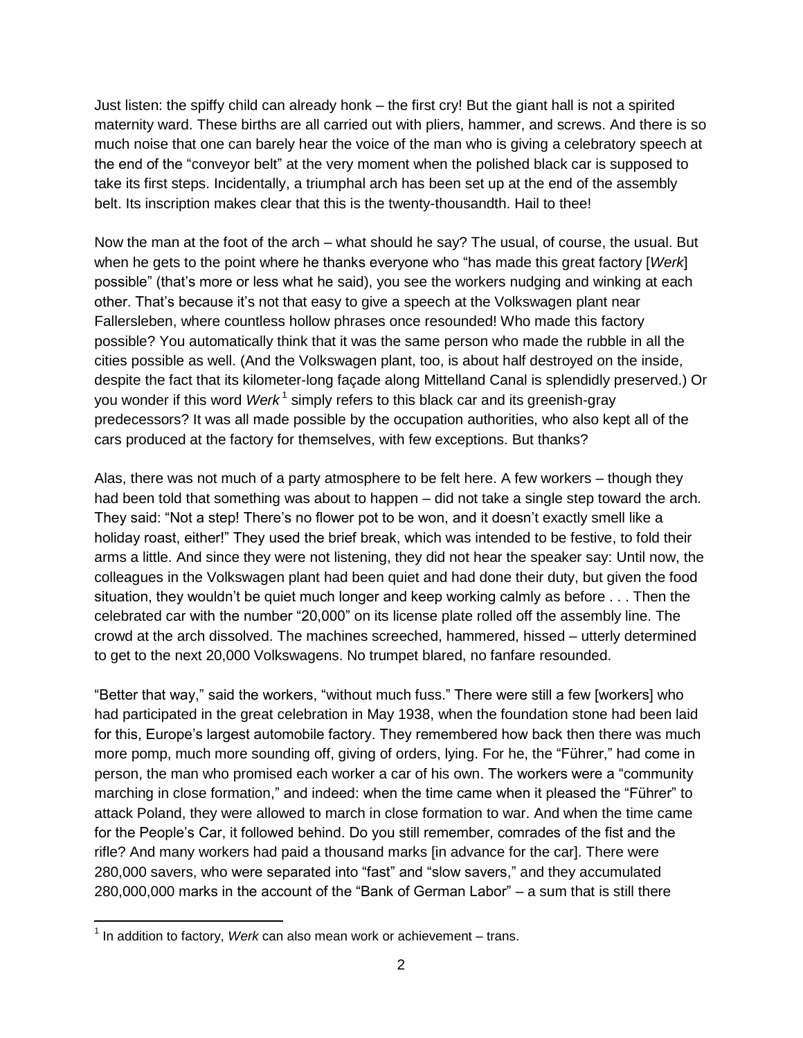Just listen: the spiffy child can already honk – the first cry! But the giant hall is not a spirited maternity ward. These births are all carried out with pliers, hammer, and screws. And there is so much noise that one can barely hear the voice of the man who is giving a celebratory speech at the end of the "conveyor belt" at the very moment when the polished black car is supposed to take its first steps. Incidentally, a triumphal arch has been set up at the end of the assembly belt. Its inscription makes clear that this is the twenty-thousandth. Hail to thee!

Now the man at the foot of the arch – what should he say? The usual, of course, the usual. But when he gets to the point where he thanks everyone who "has made this great factory [*Werk*] possible" (that's more or less what he said), you see the workers nudging and winking at each other. That's because it's not that easy to give a speech at the Volkswagen plant near Fallersleben, where countless hollow phrases once resounded! Who made this factory possible? You automatically think that it was the same person who made the rubble in all the cities possible as well. (And the Volkswagen plant, too, is about half destroyed on the inside, despite the fact that its kilometer-long façade along Mittelland Canal is splendidly preserved.) Or you wonder if this word *Werk*[1] simply refers to this black car and its greenish-gray predecessors? It was all made possible by the occupation authorities, who also kept all of the cars produced at the factory for themselves, with few exceptions. But thanks?

Alas, there was not much of a party atmosphere to be felt here. A few workers – though they had been told that something was about to happen – did not take a single step toward the arch. They said: "Not a step! There's no flower pot to be won, and it doesn't exactly smell like a holiday roast, either!" They used the brief break, which was intended to be festive, to fold their arms a little. And since they were not listening, they did not hear the speaker say: Until now, the colleagues in the Volkswagen plant had been quiet and had done their duty, but given the food situation, they wouldn't be quiet much longer and keep working calmly as before . . . Then the celebrated car with the number "20,000" on its license plate rolled off the assembly line. The crowd at the arch dissolved. The machines screeched, hammered, hissed – utterly determined to get to the next 20,000 Volkswagens. No trumpet blared, no fanfare resounded.

"Better that way," said the workers, "without much fuss." There were still a few [workers] who had participated in the great celebration in May 1938, when the foundation stone had been laid for this, Europe's largest automobile factory. They remembered how back then there was much more pomp, much more sounding off, giving of orders, lying. For he, the "Führer," had come in person, the man who promised each worker a car of his own. The workers were a "community marching in close formation," and indeed: when the time came when it pleased the "Führer" to attack Poland, they were allowed to march in close formation to war. And when the time came for the People's Car, it followed behind. Do you still remember, comrades of the fist and the rifle? And many workers had paid a thousand marks [in advance for the car]. There were 280,000 savers, who were separated into "fast" and "slow savers," and they accumulated 280,000,000 marks in the account of the "Bank of German Labor" – a sum that is still there

[1] In addition to factory, *Werk* can also mean work or achievement – trans.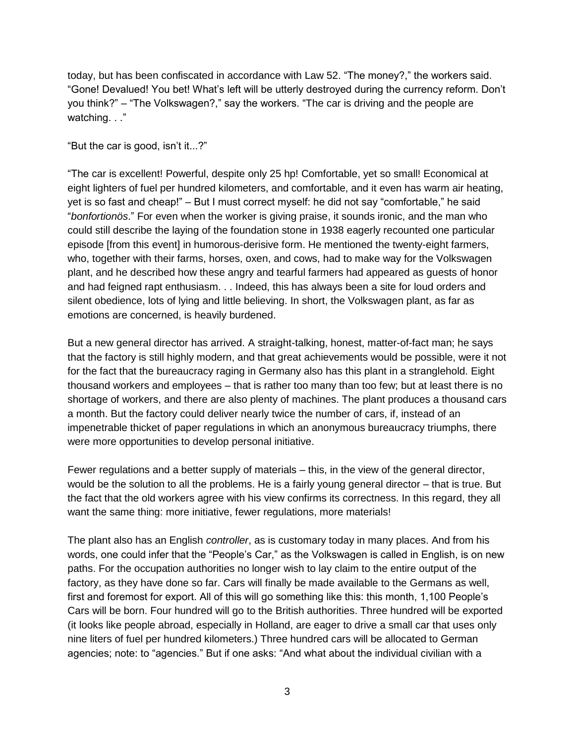today, but has been confiscated in accordance with Law 52. “The money?,” the workers said. “Gone! Devalued! You bet! What’s left will be utterly destroyed during the currency reform. Don’t you think?” – “The Volkswagen?,” say the workers. “The car is driving and the people are watching. . .”

“But the car is good, isn’t it...?”

“The car is excellent! Powerful, despite only 25 hp! Comfortable, yet so small! Economical at eight lighters of fuel per hundred kilometers, and comfortable, and it even has warm air heating, yet is so fast and cheap!” – But I must correct myself: he did not say “comfortable,” he said “*bonfortionös*.” For even when the worker is giving praise, it sounds ironic, and the man who could still describe the laying of the foundation stone in 1938 eagerly recounted one particular episode [from this event] in humorous-derisive form. He mentioned the twenty-eight farmers, who, together with their farms, horses, oxen, and cows, had to make way for the Volkswagen plant, and he described how these angry and tearful farmers had appeared as guests of honor and had feigned rapt enthusiasm. . . Indeed, this has always been a site for loud orders and silent obedience, lots of lying and little believing. In short, the Volkswagen plant, as far as emotions are concerned, is heavily burdened.

But a new general director has arrived. A straight-talking, honest, matter-of-fact man; he says that the factory is still highly modern, and that great achievements would be possible, were it not for the fact that the bureaucracy raging in Germany also has this plant in a stranglehold. Eight thousand workers and employees – that is rather too many than too few; but at least there is no shortage of workers, and there are also plenty of machines. The plant produces a thousand cars a month. But the factory could deliver nearly twice the number of cars, if, instead of an impenetrable thicket of paper regulations in which an anonymous bureaucracy triumphs, there were more opportunities to develop personal initiative.

Fewer regulations and a better supply of materials – this, in the view of the general director, would be the solution to all the problems. He is a fairly young general director – that is true. But the fact that the old workers agree with his view confirms its correctness. In this regard, they all want the same thing: more initiative, fewer regulations, more materials!

The plant also has an English *controller*, as is customary today in many places. And from his words, one could infer that the “People’s Car,” as the Volkswagen is called in English, is on new paths. For the occupation authorities no longer wish to lay claim to the entire output of the factory, as they have done so far. Cars will finally be made available to the Germans as well, first and foremost for export. All of this will go something like this: this month, 1,100 People’s Cars will be born. Four hundred will go to the British authorities. Three hundred will be exported (it looks like people abroad, especially in Holland, are eager to drive a small car that uses only nine liters of fuel per hundred kilometers.) Three hundred cars will be allocated to German agencies; note: to “agencies.” But if one asks: “And what about the individual civilian with a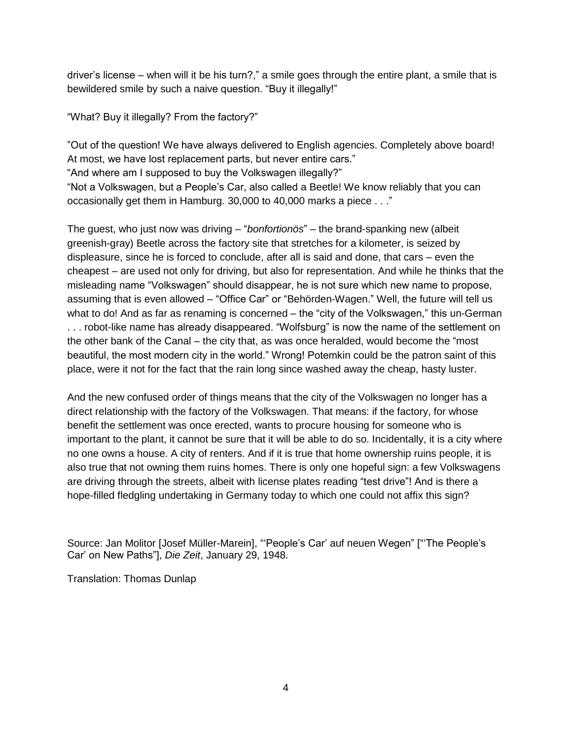driver's license – when will it be his turn?," a smile goes through the entire plant, a smile that is bewildered smile by such a naive question. "Buy it illegally!"

"What? Buy it illegally? From the factory?"

"Out of the question! We have always delivered to English agencies. Completely above board! At most, we have lost replacement parts, but never entire cars."
"And where am I supposed to buy the Volkswagen illegally?"
"Not a Volkswagen, but a People's Car, also called a Beetle! We know reliably that you can occasionally get them in Hamburg. 30,000 to 40,000 marks a piece . . ."

The guest, who just now was driving – "*bonfortionös*" – the brand-spanking new (albeit greenish-gray) Beetle across the factory site that stretches for a kilometer, is seized by displeasure, since he is forced to conclude, after all is said and done, that cars – even the cheapest – are used not only for driving, but also for representation. And while he thinks that the misleading name "Volkswagen" should disappear, he is not sure which new name to propose, assuming that is even allowed – "Office Car" or "Behörden-Wagen." Well, the future will tell us what to do! And as far as renaming is concerned – the "city of the Volkswagen," this un-German . . . robot-like name has already disappeared. "Wolfsburg" is now the name of the settlement on the other bank of the Canal – the city that, as was once heralded, would become the "most beautiful, the most modern city in the world." Wrong! Potemkin could be the patron saint of this place, were it not for the fact that the rain long since washed away the cheap, hasty luster.

And the new confused order of things means that the city of the Volkswagen no longer has a direct relationship with the factory of the Volkswagen. That means: if the factory, for whose benefit the settlement was once erected, wants to procure housing for someone who is important to the plant, it cannot be sure that it will be able to do so. Incidentally, it is a city where no one owns a house. A city of renters. And if it is true that home ownership ruins people, it is also true that not owning them ruins homes. There is only one hopeful sign: a few Volkswagens are driving through the streets, albeit with license plates reading "test drive"! And is there a hope-filled fledgling undertaking in Germany today to which one could not affix this sign?

Source: Jan Molitor [Josef Müller-Marein], "'People's Car' auf neuen Wegen" ["'The People's Car' on New Paths"], *Die Zeit*, January 29, 1948.

Translation: Thomas Dunlap